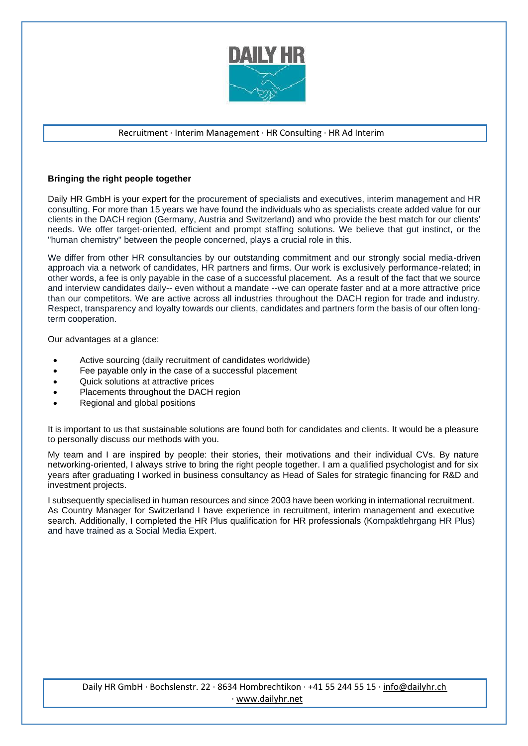Recruitment · Interim Management · HR Consulting · HR Ad Interim

**Bringing the right people together**

Daily HR GmbH is your expert for the procurement of specialists and executives, interim management and HR consulting. For more than 15 years we have found the individuals who as specialists create added value for our clients in the DACH region (Germany, Austria and Switzerland) and who provide the best match for our clients' needs. We offer target-oriented, efficient and prompt staffing solutions. We believe that gut instinct, or the "human chemistry" between the people concerned, plays a crucial role in this.

We differ from other HR consultancies by our outstanding commitment and our strongly social media-driven approach via a network of candidates, HR partners and firms. Our work is exclusively performance-related; in other words, a fee is only payable in the case of a successful placement. As a result of the fact that we source and interview candidates daily-- even without a mandate --we can operate faster and at a more attractive price than our competitors. We are active across all industries throughout the DACH region for trade and industry. Respect, transparency and loyalty towards our clients, candidates and partners form the basis of our often long-term cooperation.

Our advantages at a glance:

- Active sourcing (daily recruitment of candidates worldwide)
- Fee payable only in the case of a successful placement
- Quick solutions at attractive prices
- Placements throughout the DACH region
- Regional and global positions

It is important to us that sustainable solutions are found both for candidates and clients. It would be a pleasure to personally discuss our methods with you.

My team and I are inspired by people: their stories, their motivations and their individual CVs. By nature networking-oriented, I always strive to bring the right people together. I am a qualified psychologist and for six years after graduating I worked in business consultancy as Head of Sales for strategic financing for R&D and investment projects.

I subsequently specialised in human resources and since 2003 have been working in international recruitment. As Country Manager for Switzerland I have experience in recruitment, interim management and executive search. Additionally, I completed the HR Plus qualification for HR professionals (Kompaktlehrgang HR Plus) and have trained as a Social Media Expert.

Daily HR GmbH · Bochslenstr. 22 · 8634 Hombrechtikon · +41 55 244 55 15 · info@dailyhr.ch · www.dailyhr.net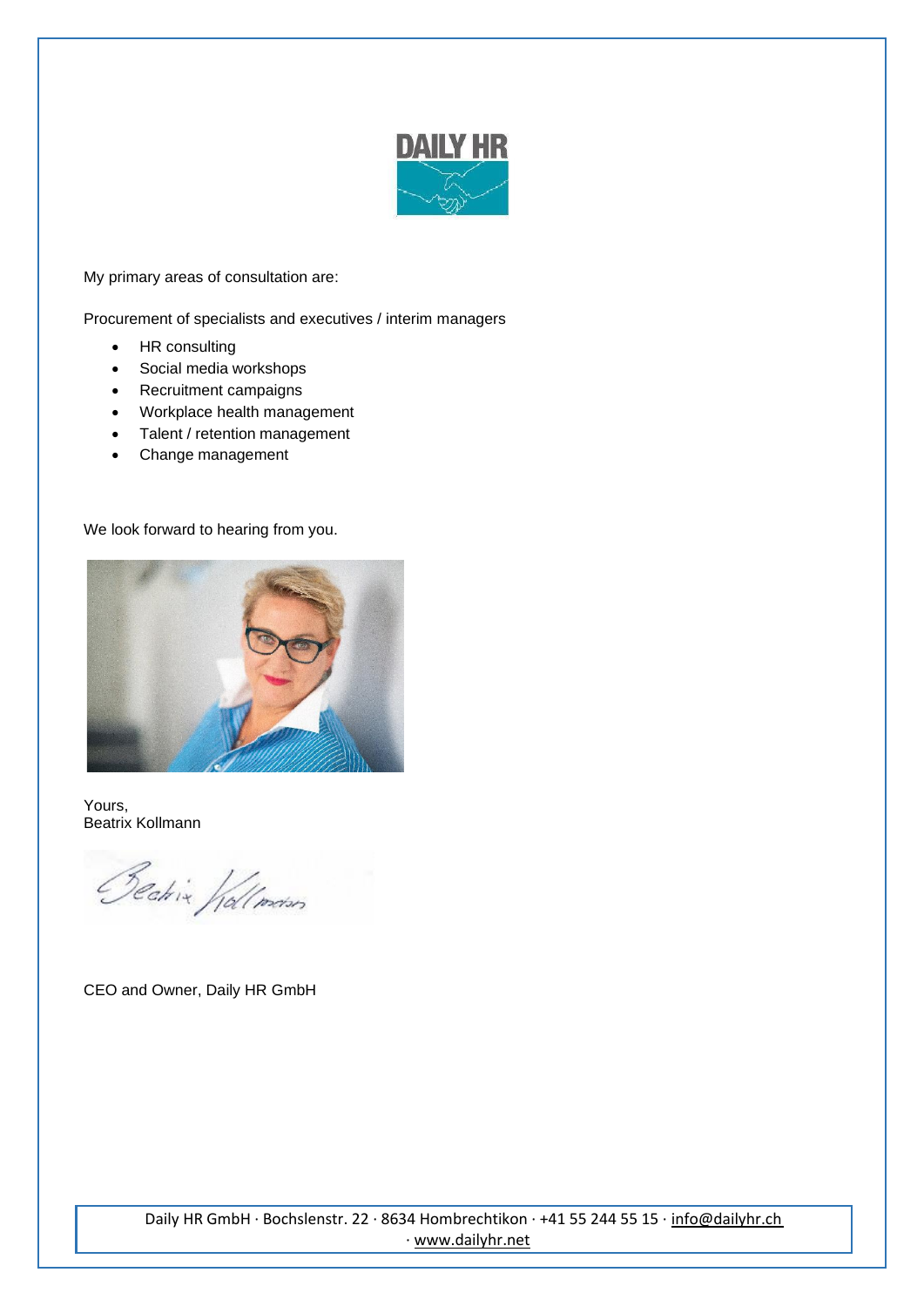DAILY HR

My primary areas of consultation are:

Procurement of specialists and executives / interim managers

- HR consulting
- Social media workshops
- Recruitment campaigns
- Workplace health management
- Talent / retention management
- Change management

We look forward to hearing from you.

Yours,
Beatrix Kollmann

CEO and Owner, Daily HR GmbH

Daily HR GmbH · Bochslenstr. 22 · 8634 Hombrechtikon · +41 55 244 55 15 · info@dailyhr.ch · www.dailyhr.net